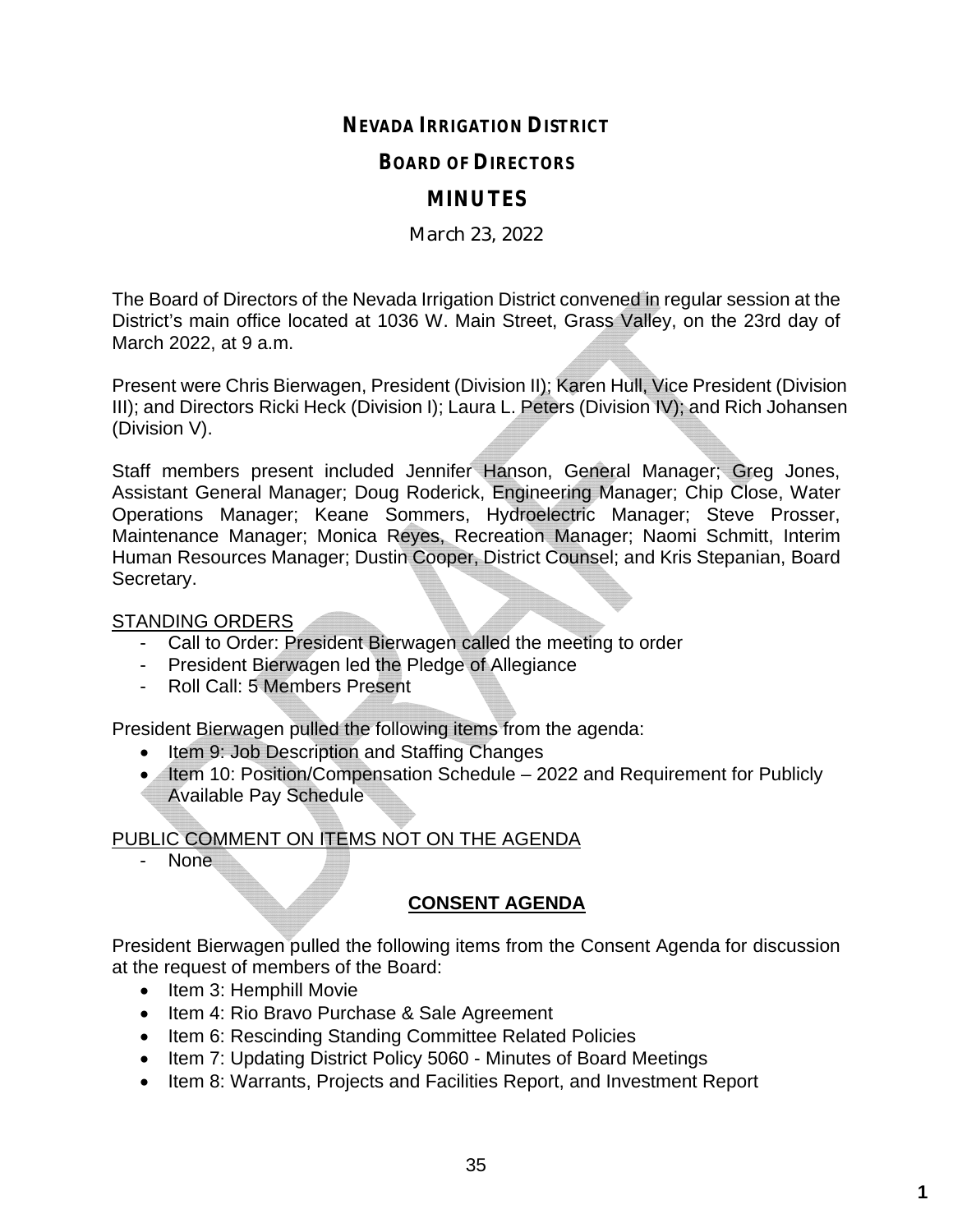# NEVADA IRRIGATION DISTRICT

## BOARD OF DIRECTORS

## MINUTES

March 23, 2022

The Board of Directors of the Nevada Irrigation District convened in regular session at the District's main office located at 1036 W. Main Street, Grass Valley, on the 23rd day of March 2022, at 9 a.m.

Present were Chris Bierwagen, President (Division II); Karen Hull, Vice President (Division III); and Directors Ricki Heck (Division I); Laura L. Peters (Division IV); and Rich Johansen (Division V).

Staff members present included Jennifer Hanson, General Manager; Greg Jones, Assistant General Manager; Doug Roderick, Engineering Manager; Chip Close, Water Operations Manager; Keane Sommers, Hydroelectric Manager; Steve Prosser, Maintenance Manager; Monica Reyes, Recreation Manager; Naomi Schmitt, Interim Human Resources Manager; Dustin Cooper, District Counsel; and Kris Stepanian, Board Secretary.

<u>STANDING ORDERS</u>

- Call to Order: President Bierwagen called the meeting to order
- President Bierwagen led the Pledge of Allegiance
- Roll Call: 5 Members Present

President Bierwagen pulled the following items from the agenda:

- Item 9: Job Description and Staffing Changes
- Item 10: Position/Compensation Schedule – 2022 and Requirement for Publicly Available Pay Schedule

<u>PUBLIC COMMENT ON ITEMS NOT ON THE AGENDA</u>

- None

**<u>CONSENT AGENDA</u>**

President Bierwagen pulled the following items from the Consent Agenda for discussion at the request of members of the Board:

- Item 3: Hemphill Movie
- Item 4: Rio Bravo Purchase & Sale Agreement
- Item 6: Rescinding Standing Committee Related Policies
- Item 7: Updating District Policy 5060 - Minutes of Board Meetings
- Item 8: Warrants, Projects and Facilities Report, and Investment Report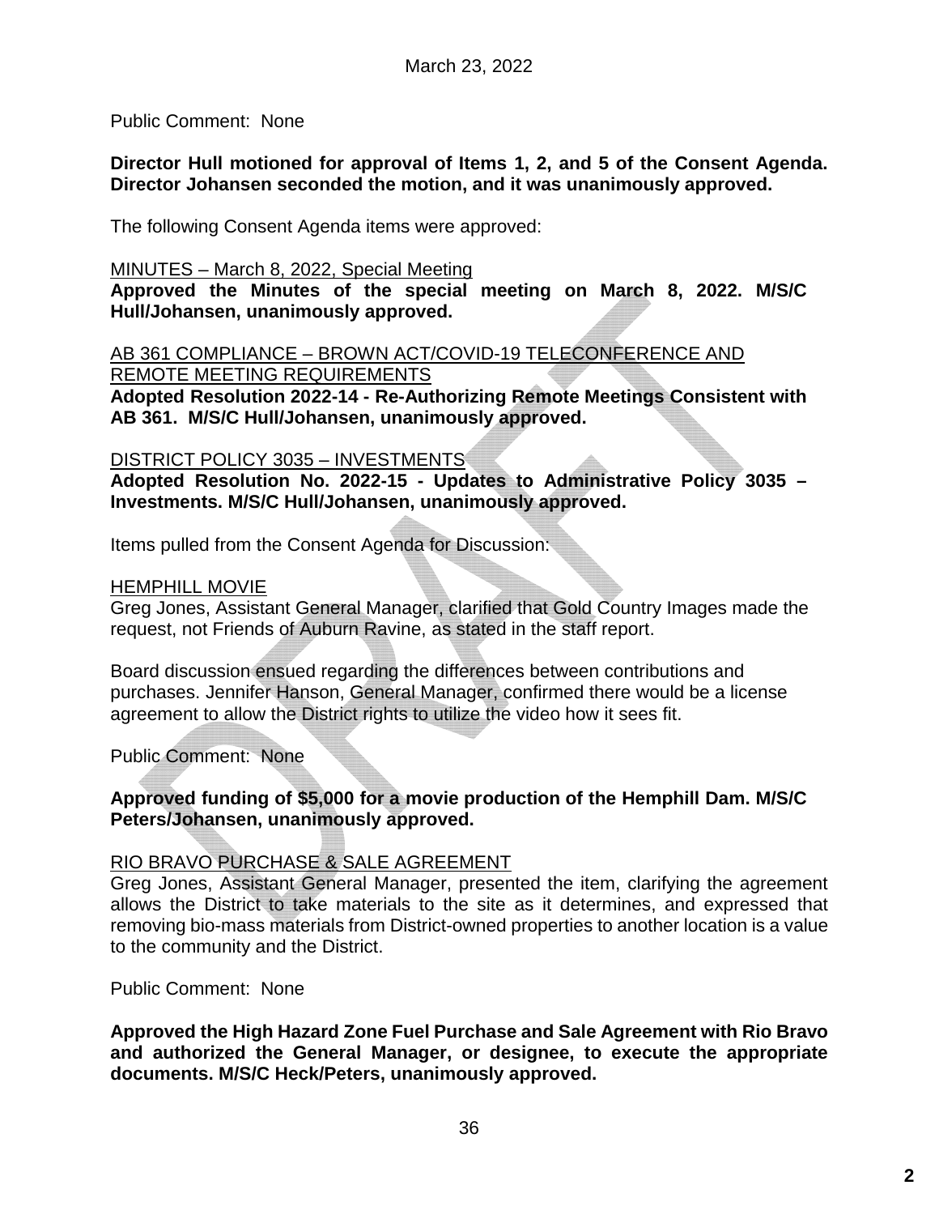Public Comment: None

**Director Hull motioned for approval of Items 1, 2, and 5 of the Consent Agenda. Director Johansen seconded the motion, and it was unanimously approved.**

The following Consent Agenda items were approved:

MINUTES – March 8, 2022, Special Meeting

**Approved the Minutes of the special meeting on March 8, 2022. M/S/C Hull/Johansen, unanimously approved.**

AB 361 COMPLIANCE – BROWN ACT/COVID-19 TELECONFERENCE AND REMOTE MEETING REQUIREMENTS

**Adopted Resolution 2022-14 - Re-Authorizing Remote Meetings Consistent with AB 361. M/S/C Hull/Johansen, unanimously approved.**

DISTRICT POLICY 3035 – INVESTMENTS

**Adopted Resolution No. 2022-15 - Updates to Administrative Policy 3035 – Investments. M/S/C Hull/Johansen, unanimously approved.**

Items pulled from the Consent Agenda for Discussion:

HEMPHILL MOVIE

Greg Jones, Assistant General Manager, clarified that Gold Country Images made the request, not Friends of Auburn Ravine, as stated in the staff report.

Board discussion ensued regarding the differences between contributions and purchases. Jennifer Hanson, General Manager, confirmed there would be a license agreement to allow the District rights to utilize the video how it sees fit.

Public Comment: None

**Approved funding of $5,000 for a movie production of the Hemphill Dam. M/S/C Peters/Johansen, unanimously approved.**

RIO BRAVO PURCHASE & SALE AGREEMENT

Greg Jones, Assistant General Manager, presented the item, clarifying the agreement allows the District to take materials to the site as it determines, and expressed that removing bio-mass materials from District-owned properties to another location is a value to the community and the District.

Public Comment: None

**Approved the High Hazard Zone Fuel Purchase and Sale Agreement with Rio Bravo and authorized the General Manager, or designee, to execute the appropriate documents. M/S/C Heck/Peters, unanimously approved.**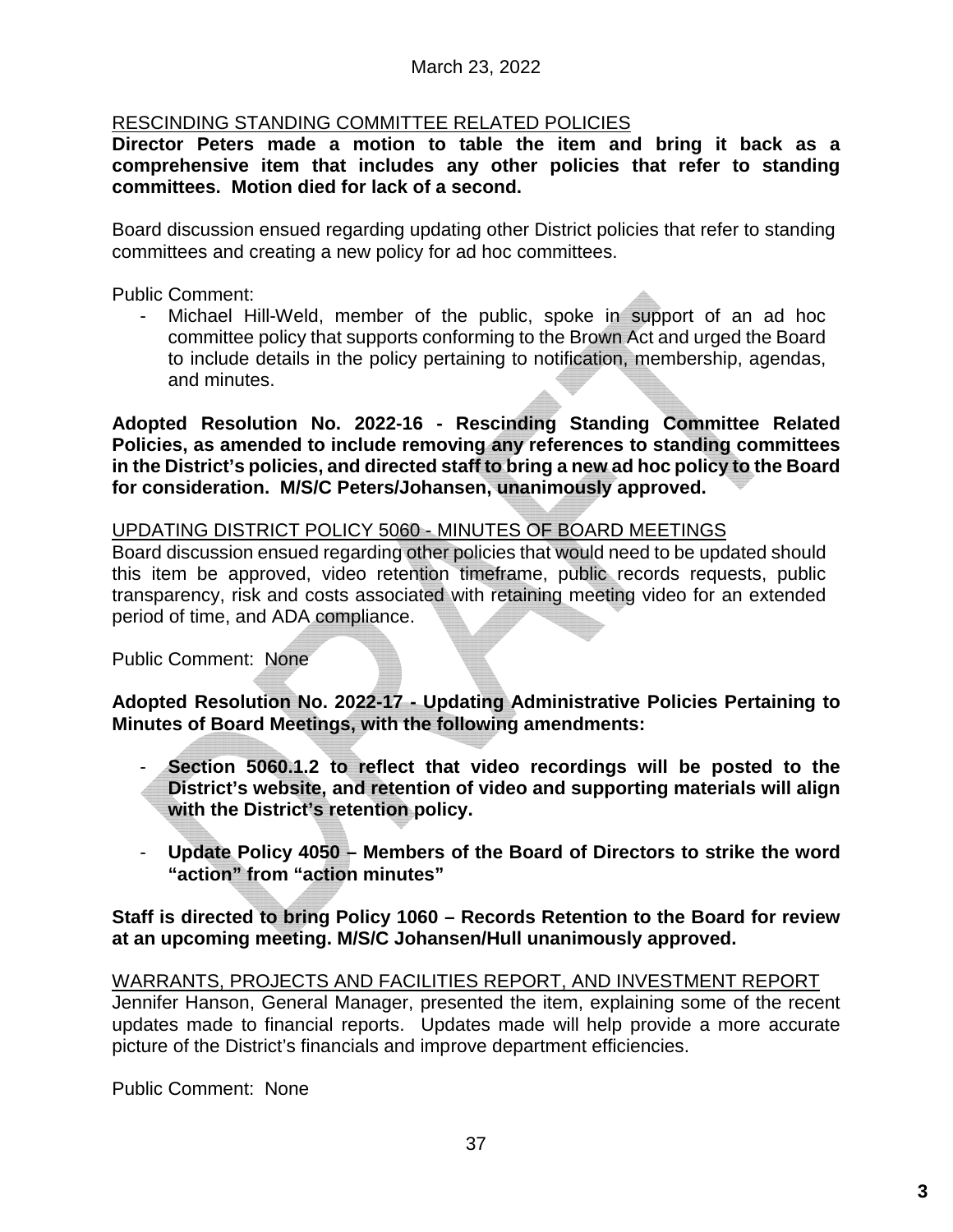March 23, 2022

RESCINDING STANDING COMMITTEE RELATED POLICIES

**Director Peters made a motion to table the item and bring it back as a comprehensive item that includes any other policies that refer to standing committees. Motion died for lack of a second.**

Board discussion ensued regarding updating other District policies that refer to standing committees and creating a new policy for ad hoc committees.

Public Comment:

- Michael Hill-Weld, member of the public, spoke in support of an ad hoc committee policy that supports conforming to the Brown Act and urged the Board to include details in the policy pertaining to notification, membership, agendas, and minutes.

**Adopted Resolution No. 2022-16 - Rescinding Standing Committee Related Policies, as amended to include removing any references to standing committees in the District's policies, and directed staff to bring a new ad hoc policy to the Board for consideration. M/S/C Peters/Johansen, unanimously approved.**

UPDATING DISTRICT POLICY 5060 - MINUTES OF BOARD MEETINGS

Board discussion ensued regarding other policies that would need to be updated should this item be approved, video retention timeframe, public records requests, public transparency, risk and costs associated with retaining meeting video for an extended period of time, and ADA compliance.

Public Comment: None

**Adopted Resolution No. 2022-17 - Updating Administrative Policies Pertaining to Minutes of Board Meetings, with the following amendments:**

- **Section 5060.1.2 to reflect that video recordings will be posted to the District's website, and retention of video and supporting materials will align with the District's retention policy.**
- **Update Policy 4050 – Members of the Board of Directors to strike the word "action" from "action minutes"**

**Staff is directed to bring Policy 1060 – Records Retention to the Board for review at an upcoming meeting. M/S/C Johansen/Hull unanimously approved.**

WARRANTS, PROJECTS AND FACILITIES REPORT, AND INVESTMENT REPORT

Jennifer Hanson, General Manager, presented the item, explaining some of the recent updates made to financial reports. Updates made will help provide a more accurate picture of the District's financials and improve department efficiencies.

Public Comment: None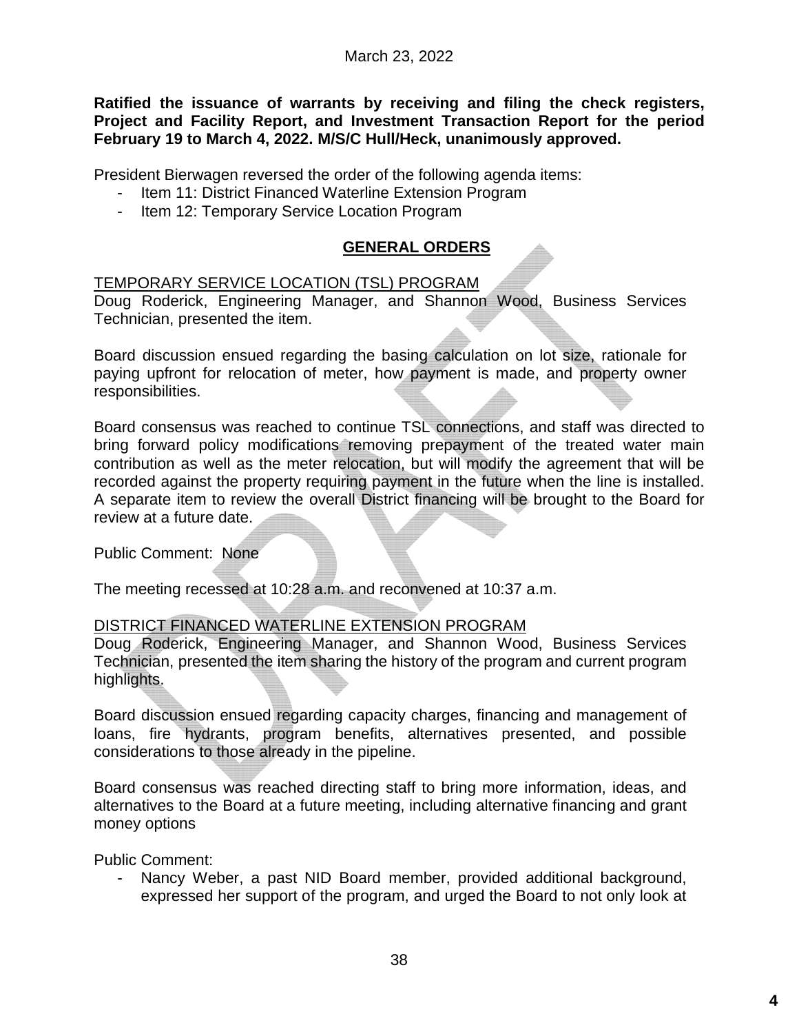March 23, 2022

**Ratified the issuance of warrants by receiving and filing the check registers, Project and Facility Report, and Investment Transaction Report for the period February 19 to March 4, 2022. M/S/C Hull/Heck, unanimously approved.**

President Bierwagen reversed the order of the following agenda items:

- Item 11: District Financed Waterline Extension Program
- Item 12: Temporary Service Location Program

## GENERAL ORDERS

TEMPORARY SERVICE LOCATION (TSL) PROGRAM

Doug Roderick, Engineering Manager, and Shannon Wood, Business Services Technician, presented the item.

Board discussion ensued regarding the basing calculation on lot size, rationale for paying upfront for relocation of meter, how payment is made, and property owner responsibilities.

Board consensus was reached to continue TSL connections, and staff was directed to bring forward policy modifications removing prepayment of the treated water main contribution as well as the meter relocation, but will modify the agreement that will be recorded against the property requiring payment in the future when the line is installed. A separate item to review the overall District financing will be brought to the Board for review at a future date.

Public Comment: None

The meeting recessed at 10:28 a.m. and reconvened at 10:37 a.m.

DISTRICT FINANCED WATERLINE EXTENSION PROGRAM

Doug Roderick, Engineering Manager, and Shannon Wood, Business Services Technician, presented the item sharing the history of the program and current program highlights.

Board discussion ensued regarding capacity charges, financing and management of loans, fire hydrants, program benefits, alternatives presented, and possible considerations to those already in the pipeline.

Board consensus was reached directing staff to bring more information, ideas, and alternatives to the Board at a future meeting, including alternative financing and grant money options

Public Comment:

- Nancy Weber, a past NID Board member, provided additional background, expressed her support of the program, and urged the Board to not only look at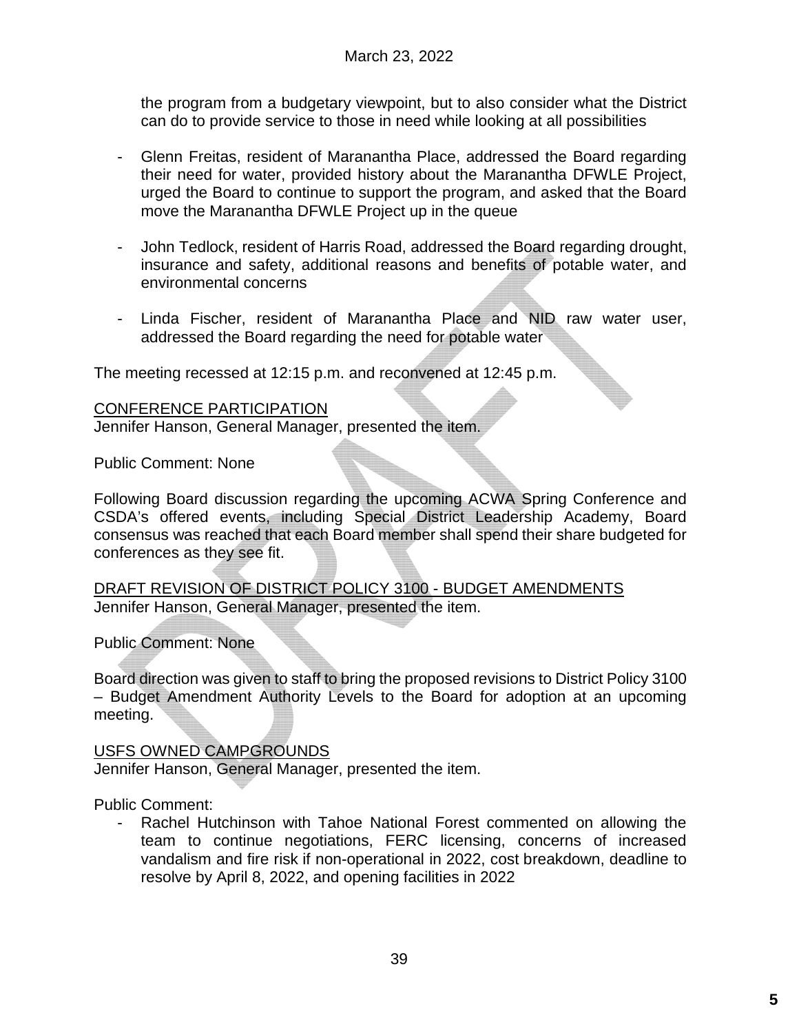the program from a budgetary viewpoint, but to also consider what the District can do to provide service to those in need while looking at all possibilities

- Glenn Freitas, resident of Maranantha Place, addressed the Board regarding their need for water, provided history about the Maranantha DFWLE Project, urged the Board to continue to support the program, and asked that the Board move the Maranantha DFWLE Project up in the queue

- John Tedlock, resident of Harris Road, addressed the Board regarding drought, insurance and safety, additional reasons and benefits of potable water, and environmental concerns

- Linda Fischer, resident of Maranantha Place and NID raw water user, addressed the Board regarding the need for potable water

The meeting recessed at 12:15 p.m. and reconvened at 12:45 p.m.

<u>CONFERENCE PARTICIPATION</u>
Jennifer Hanson, General Manager, presented the item.

Public Comment: None

Following Board discussion regarding the upcoming ACWA Spring Conference and CSDA's offered events, including Special District Leadership Academy, Board consensus was reached that each Board member shall spend their share budgeted for conferences as they see fit.

<u>DRAFT REVISION OF DISTRICT POLICY 3100 - BUDGET AMENDMENTS</u>
Jennifer Hanson, General Manager, presented the item.

Public Comment: None

Board direction was given to staff to bring the proposed revisions to District Policy 3100 – Budget Amendment Authority Levels to the Board for adoption at an upcoming meeting.

<u>USFS OWNED CAMPGROUNDS</u>
Jennifer Hanson, General Manager, presented the item.

Public Comment:

- Rachel Hutchinson with Tahoe National Forest commented on allowing the team to continue negotiations, FERC licensing, concerns of increased vandalism and fire risk if non-operational in 2022, cost breakdown, deadline to resolve by April 8, 2022, and opening facilities in 2022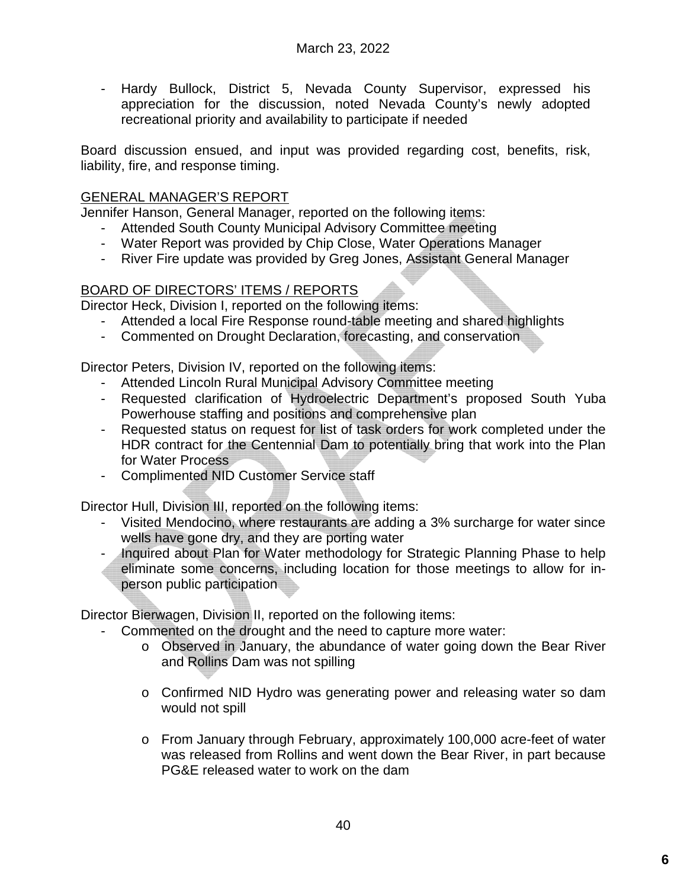- Hardy Bullock, District 5, Nevada County Supervisor, expressed his appreciation for the discussion, noted Nevada County's newly adopted recreational priority and availability to participate if needed

Board discussion ensued, and input was provided regarding cost, benefits, risk, liability, fire, and response timing.

GENERAL MANAGER'S REPORT

Jennifer Hanson, General Manager, reported on the following items:

- Attended South County Municipal Advisory Committee meeting
- Water Report was provided by Chip Close, Water Operations Manager
- River Fire update was provided by Greg Jones, Assistant General Manager

BOARD OF DIRECTORS' ITEMS / REPORTS

Director Heck, Division I, reported on the following items:

- Attended a local Fire Response round-table meeting and shared highlights
- Commented on Drought Declaration, forecasting, and conservation

Director Peters, Division IV, reported on the following items:

- Attended Lincoln Rural Municipal Advisory Committee meeting
- Requested clarification of Hydroelectric Department's proposed South Yuba Powerhouse staffing and positions and comprehensive plan
- Requested status on request for list of task orders for work completed under the HDR contract for the Centennial Dam to potentially bring that work into the Plan for Water Process
- Complimented NID Customer Service staff

Director Hull, Division III, reported on the following items:

- Visited Mendocino, where restaurants are adding a 3% surcharge for water since wells have gone dry, and they are porting water
- Inquired about Plan for Water methodology for Strategic Planning Phase to help eliminate some concerns, including location for those meetings to allow for in-person public participation

Director Bierwagen, Division II, reported on the following items:

- Commented on the drought and the need to capture more water:
  - Observed in January, the abundance of water going down the Bear River and Rollins Dam was not spilling
  - Confirmed NID Hydro was generating power and releasing water so dam would not spill
  - From January through February, approximately 100,000 acre-feet of water was released from Rollins and went down the Bear River, in part because PG&E released water to work on the dam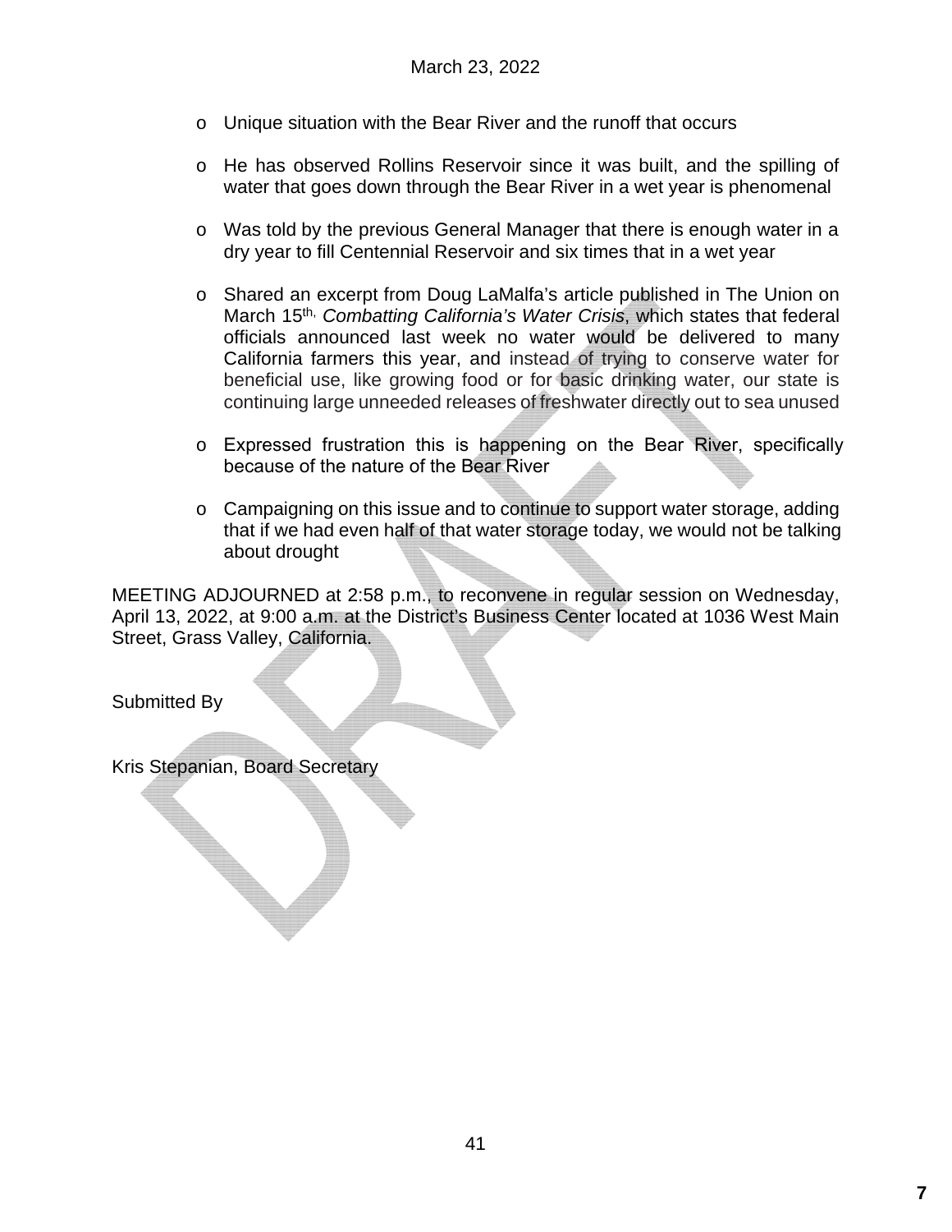- Unique situation with the Bear River and the runoff that occurs
- He has observed Rollins Reservoir since it was built, and the spilling of water that goes down through the Bear River in a wet year is phenomenal
- Was told by the previous General Manager that there is enough water in a dry year to fill Centennial Reservoir and six times that in a wet year
- Shared an excerpt from Doug LaMalfa's article published in The Union on March 15th, *Combatting California's Water Crisis*, which states that federal officials announced last week no water would be delivered to many California farmers this year, and instead of trying to conserve water for beneficial use, like growing food or for basic drinking water, our state is continuing large unneeded releases of freshwater directly out to sea unused
- Expressed frustration this is happening on the Bear River, specifically because of the nature of the Bear River
- Campaigning on this issue and to continue to support water storage, adding that if we had even half of that water storage today, we would not be talking about drought

MEETING ADJOURNED at 2:58 p.m., to reconvene in regular session on Wednesday, April 13, 2022, at 9:00 a.m. at the District's Business Center located at 1036 West Main Street, Grass Valley, California.

Submitted By

Kris Stepanian, Board Secretary